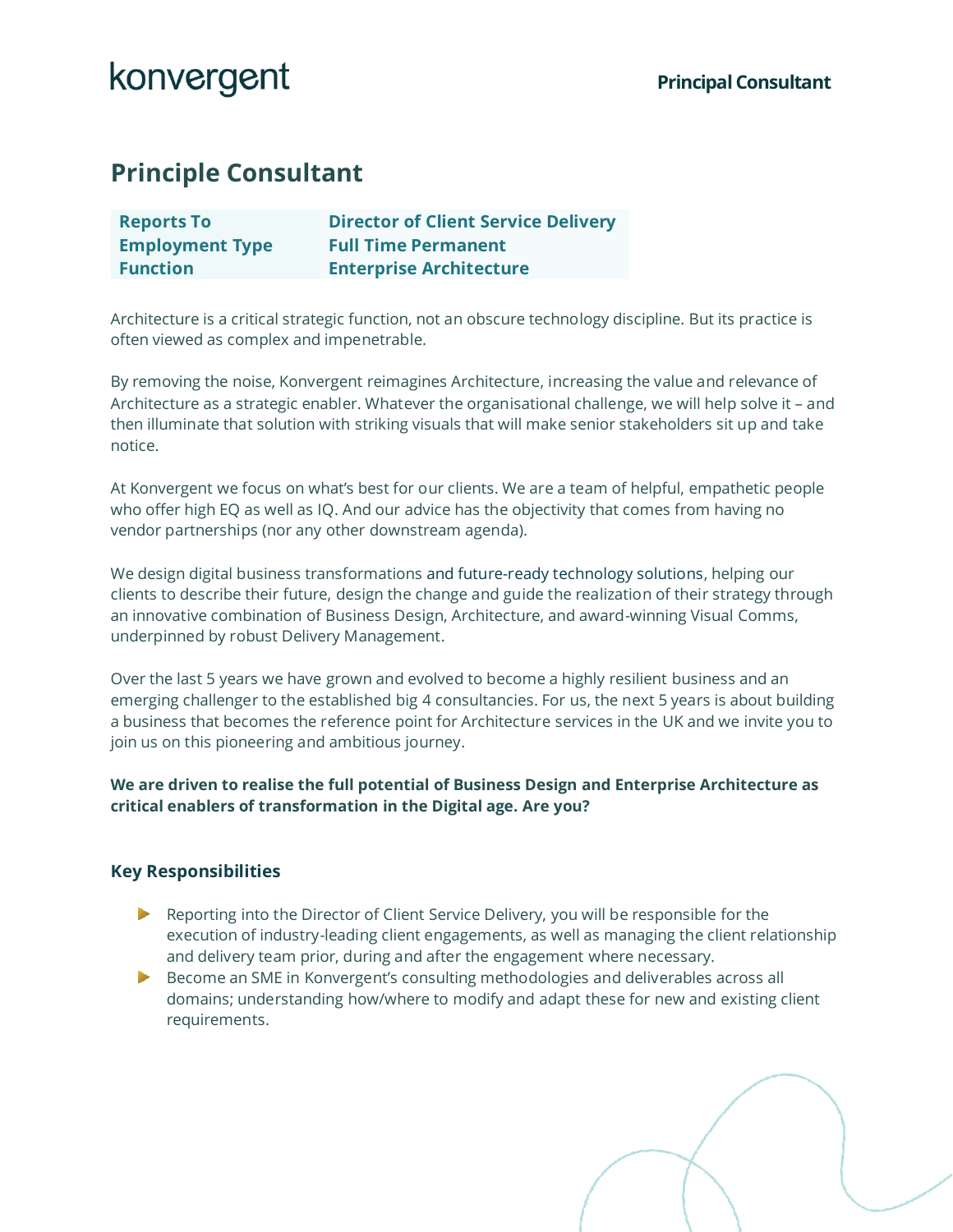# Principle Consultant

| Reports To | Director of Client Service Delivery |
| --- | --- |
| Employment Type | Full Time Permanent |
| Function | Enterprise Architecture |

Architecture is a critical strategic function, not an obscure technology discipline. But its practice is often viewed as complex and impenetrable.

By removing the noise, Konvergent reimagines Architecture, increasing the value and relevance of Architecture as a strategic enabler. Whatever the organisational challenge, we will help solve it – and then illuminate that solution with striking visuals that will make senior stakeholders sit up and take notice.

At Konvergent we focus on what's best for our clients. We are a team of helpful, empathetic people who offer high EQ as well as IQ. And our advice has the objectivity that comes from having no vendor partnerships (nor any other downstream agenda).

We design digital business transformations and future-ready technology solutions, helping our clients to describe their future, design the change and guide the realization of their strategy through an innovative combination of Business Design, Architecture, and award-winning Visual Comms, underpinned by robust Delivery Management.

Over the last 5 years we have grown and evolved to become a highly resilient business and an emerging challenger to the established big 4 consultancies. For us, the next 5 years is about building a business that becomes the reference point for Architecture services in the UK and we invite you to join us on this pioneering and ambitious journey.

**We are driven to realise the full potential of Business Design and Enterprise Architecture as critical enablers of transformation in the Digital age. Are you?**

## Key Responsibilities

- Reporting into the Director of Client Service Delivery, you will be responsible for the execution of industry-leading client engagements, as well as managing the client relationship and delivery team prior, during and after the engagement where necessary.
- Become an SME in Konvergent's consulting methodologies and deliverables across all domains; understanding how/where to modify and adapt these for new and existing client requirements.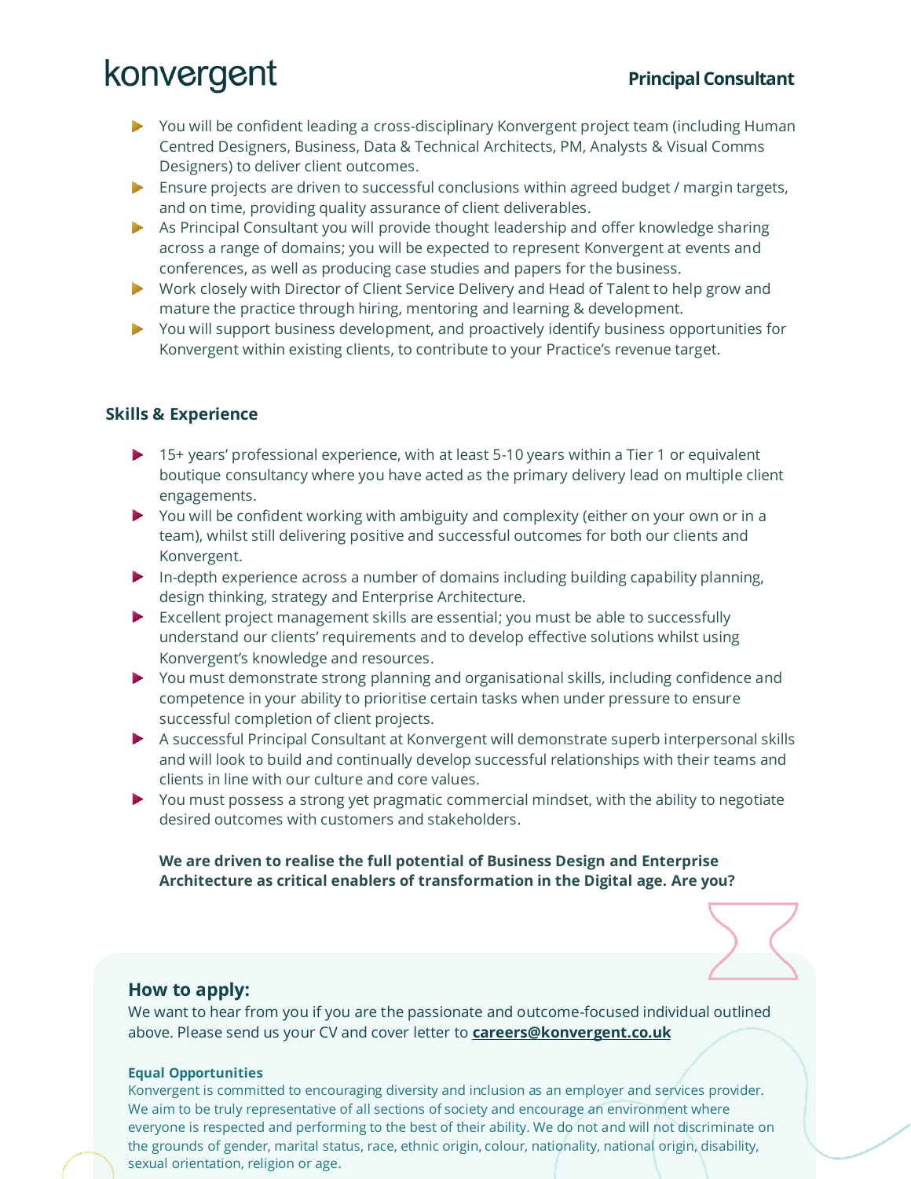- You will be confident leading a cross-disciplinary Konvergent project team (including Human Centred Designers, Business, Data & Technical Architects, PM, Analysts & Visual Comms Designers) to deliver client outcomes.
- Ensure projects are driven to successful conclusions within agreed budget / margin targets, and on time, providing quality assurance of client deliverables.
- As Principal Consultant you will provide thought leadership and offer knowledge sharing across a range of domains; you will be expected to represent Konvergent at events and conferences, as well as producing case studies and papers for the business.
- Work closely with Director of Client Service Delivery and Head of Talent to help grow and mature the practice through hiring, mentoring and learning & development.
- You will support business development, and proactively identify business opportunities for Konvergent within existing clients, to contribute to your Practice's revenue target.

## Skills & Experience

- 15+ years' professional experience, with at least 5-10 years within a Tier 1 or equivalent boutique consultancy where you have acted as the primary delivery lead on multiple client engagements.
- You will be confident working with ambiguity and complexity (either on your own or in a team), whilst still delivering positive and successful outcomes for both our clients and Konvergent.
- In-depth experience across a number of domains including building capability planning, design thinking, strategy and Enterprise Architecture.
- Excellent project management skills are essential; you must be able to successfully understand our clients' requirements and to develop effective solutions whilst using Konvergent's knowledge and resources.
- You must demonstrate strong planning and organisational skills, including confidence and competence in your ability to prioritise certain tasks when under pressure to ensure successful completion of client projects.
- A successful Principal Consultant at Konvergent will demonstrate superb interpersonal skills and will look to build and continually develop successful relationships with their teams and clients in line with our culture and core values.
- You must possess a strong yet pragmatic commercial mindset, with the ability to negotiate desired outcomes with customers and stakeholders.

**We are driven to realise the full potential of Business Design and Enterprise Architecture as critical enablers of transformation in the Digital age. Are you?**

## How to apply:

We want to hear from you if you are the passionate and outcome-focused individual outlined above. Please send us your CV and cover letter to **careers@konvergent.co.uk**

### Equal Opportunities

Konvergent is committed to encouraging diversity and inclusion as an employer and services provider. We aim to be truly representative of all sections of society and encourage an environment where everyone is respected and performing to the best of their ability. We do not and will not discriminate on the grounds of gender, marital status, race, ethnic origin, colour, nationality, national origin, disability, sexual orientation, religion or age.